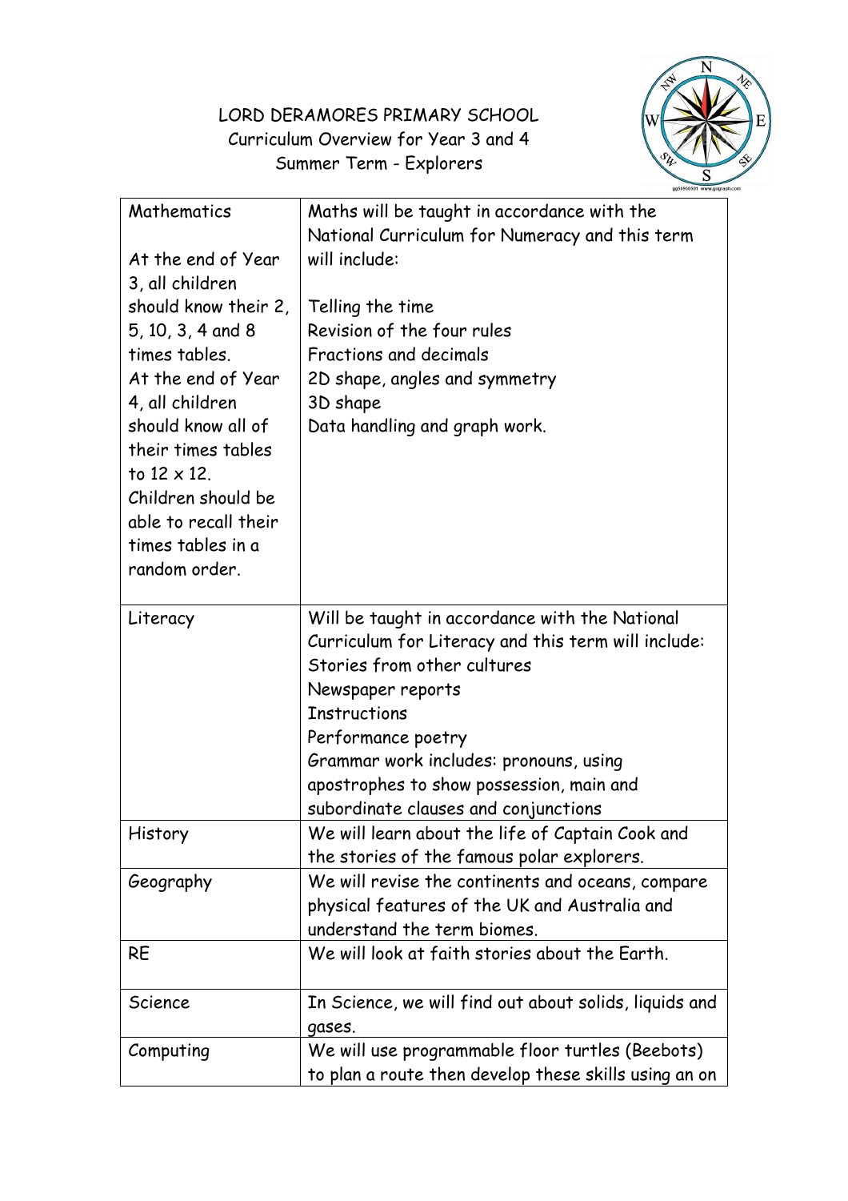# LORD DERAMORES PRIMARY SCHOOL

## Curriculum Overview for Year 3 and 4

### Summer Term - Explorers

| | |
|---|---|
| Mathematics<br><br>At the end of Year 3, all children should know their 2, 5, 10, 3, 4 and 8 times tables.<br>At the end of Year 4, all children should know all of their times tables to 12 x 12.<br>Children should be able to recall their times tables in a random order. | Maths will be taught in accordance with the National Curriculum for Numeracy and this term will include:<br><br>Telling the time<br>Revision of the four rules<br>Fractions and decimals<br>2D shape, angles and symmetry<br>3D shape<br>Data handling and graph work. |
| Literacy | Will be taught in accordance with the National Curriculum for Literacy and this term will include:<br>Stories from other cultures<br>Newspaper reports<br>Instructions<br>Performance poetry<br>Grammar work includes: pronouns, using apostrophes to show possession, main and subordinate clauses and conjunctions |
| History | We will learn about the life of Captain Cook and the stories of the famous polar explorers. |
| Geography | We will revise the continents and oceans, compare physical features of the UK and Australia and understand the term biomes. |
| RE | We will look at faith stories about the Earth. |
| Science | In Science, we will find out about solids, liquids and gases. |
| Computing | We will use programmable floor turtles (Beebots) to plan a route then develop these skills using an on |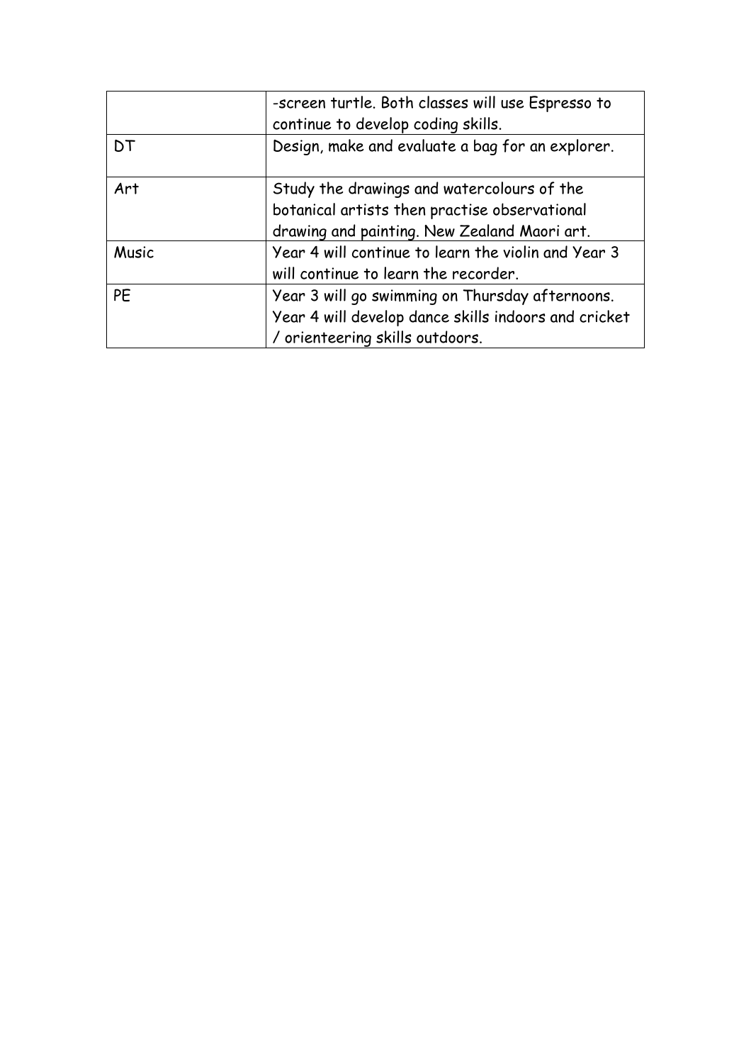| | |
|---|---|
| | -screen turtle. Both classes will use Espresso to continue to develop coding skills. |
| DT | Design, make and evaluate a bag for an explorer. |
| Art | Study the drawings and watercolours of the botanical artists then practise observational drawing and painting. New Zealand Maori art. |
| Music | Year 4 will continue to learn the violin and Year 3 will continue to learn the recorder. |
| PE | Year 3 will go swimming on Thursday afternoons. Year 4 will develop dance skills indoors and cricket / orienteering skills outdoors. |